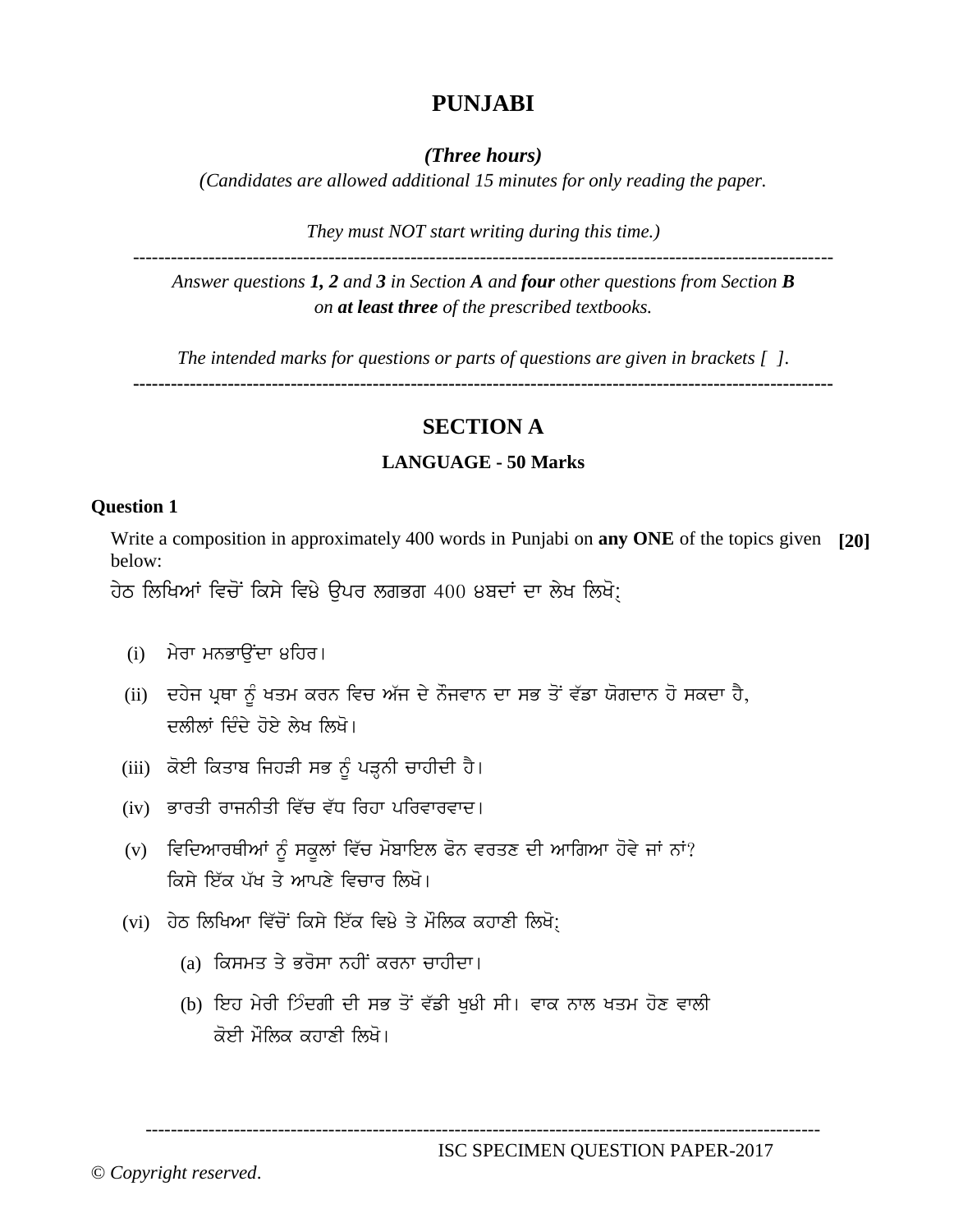# PUNJABI

***(Three hours)***

*(Candidates are allowed additional 15 minutes for only reading the paper.*

*They must NOT start writing during this time.)*

---

*Answer questions **1, 2** and **3** in Section **A** and **four** other questions from Section **B** on **at least three** of the prescribed textbooks.*

*The intended marks for questions or parts of questions are given in brackets [ ].*

---

## SECTION A

### LANGUAGE - 50 Marks

**Question 1**

Write a composition in approximately 400 words in Punjabi on **any ONE** of the topics given below: **[20]**

ਹੇਠ ਲਿਖਿਆਂ ਵਿਚੋਂ ਕਿਸੇ ਵਿਸ਼ੇ ਉਪਰ ਲਗਭਗ 400 ਸ਼ਬਦਾਂ ਦਾ ਲੇਖ ਲਿਖੋ:

(i) ਮੇਰਾ ਮਨਭਾਉਂਦਾ ਸ਼ਹਿਰ।

(ii) ਦਹੇਜ ਪ੍ਰਥਾ ਨੂੰ ਖਤਮ ਕਰਨ ਵਿਚ ਅੱਜ ਦੇ ਨੌਜਵਾਨ ਦਾ ਸਭ ਤੋਂ ਵੱਡਾ ਯੋਗਦਾਨ ਹੋ ਸਕਦਾ ਹੈ, ਦਲੀਲਾਂ ਦਿੰਦੇ ਹੋਏ ਲੇਖ ਲਿਖੋ।

(iii) ਕੋਈ ਕਿਤਾਬ ਜਿਹੜੀ ਸਭ ਨੂੰ ਪੜ੍ਹਨੀ ਚਾਹੀਦੀ ਹੈ।

(iv) ਭਾਰਤੀ ਰਾਜਨੀਤੀ ਵਿੱਚ ਵੱਧ ਰਿਹਾ ਪਰਿਵਾਰਵਾਦ।

(v) ਵਿਦਿਆਰਥੀਆਂ ਨੂੰ ਸਕੂਲਾਂ ਵਿੱਚ ਮੋਬਾਇਲ ਫੋਨ ਵਰਤਣ ਦੀ ਆਗਿਆ ਹੋਵੇ ਜਾਂ ਨਾਂ? ਕਿਸੇ ਇੱਕ ਪੱਖ ਤੇ ਆਪਣੇ ਵਿਚਾਰ ਲਿਖੋ।

(vi) ਹੇਠ ਲਿਖਿਆ ਵਿੱਚੋਂ ਕਿਸੇ ਇੱਕ ਵਿਸ਼ੇ ਤੇ ਮੌਲਿਕ ਕਹਾਣੀ ਲਿਖੋ:

(a) ਕਿਸਮਤ ਤੇ ਭਰੋਸਾ ਨਹੀਂ ਕਰਨਾ ਚਾਹੀਦਾ।

(b) ਇਹ ਮੇਰੀ ਜ਼ਿੰਦਗੀ ਦੀ ਸਭ ਤੋਂ ਵੱਡੀ ਖੁਸ਼ੀ ਸੀ। ਵਾਕ ਨਾਲ ਖਤਮ ਹੋਣ ਵਾਲੀ ਕੋਈ ਮੌਲਿਕ ਕਹਾਣੀ ਲਿਖੋ।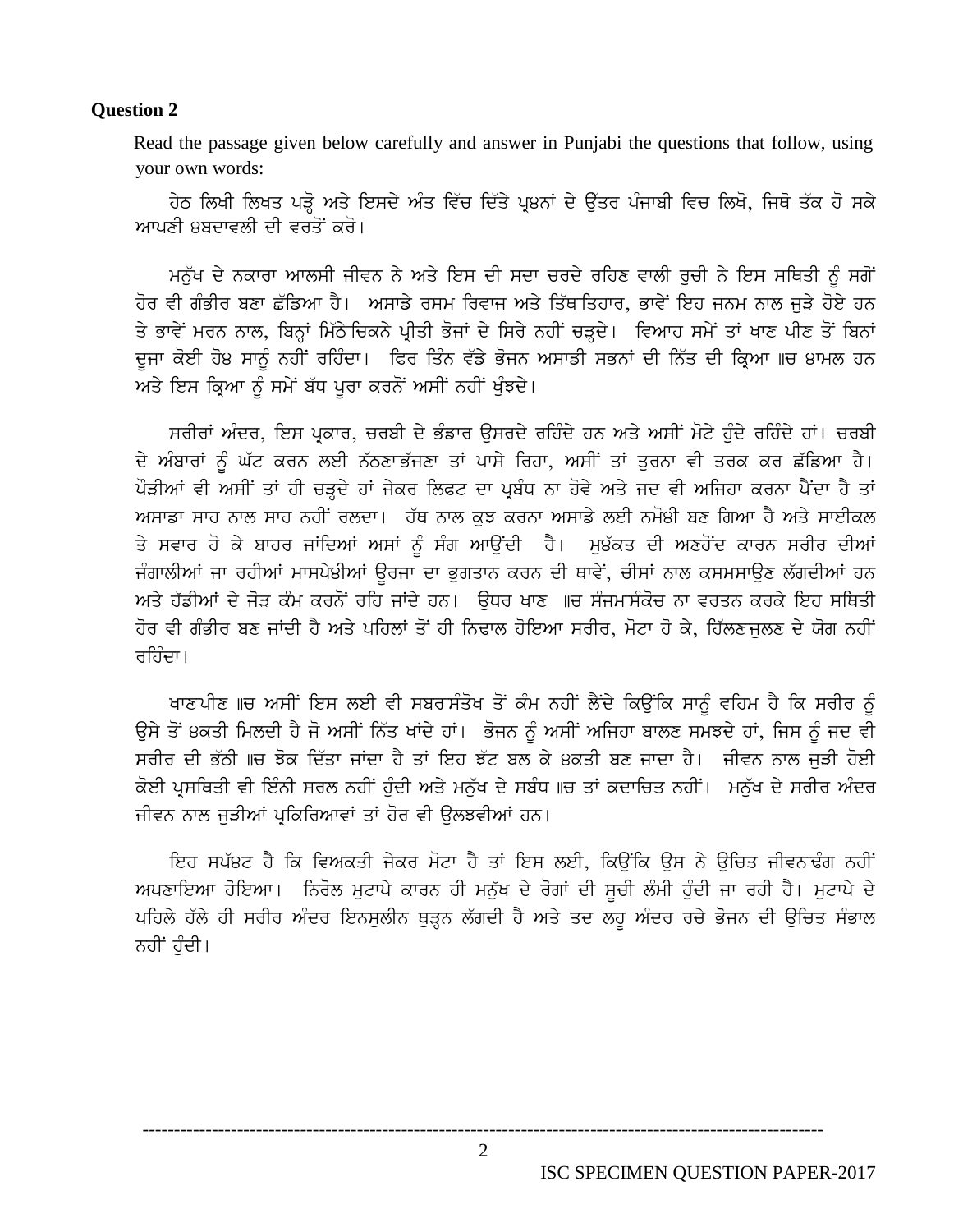**Question 2**

Read the passage given below carefully and answer in Punjabi the questions that follow, using your own words:

ਹੇਠ ਲਿਖੀ ਲਿਖਤ ਪੜ੍ਹੋ ਅਤੇ ਇਸਦੇ ਅੰਤ ਵਿੱਚ ਦਿੱਤੇ ਪ੍ਰਸ਼ਨਾਂ ਦੇ ਉੱਤਰ ਪੰਜਾਬੀ ਵਿਚ ਲਿਖੋ, ਜਿਥੋ ਤੱਕ ਹੋ ਸਕੇ ਆਪਣੀ ਸ਼ਬਦਾਵਲੀ ਦੀ ਵਰਤੋਂ ਕਰੋ।

ਮਨੁੱਖ ਦੇ ਨਕਾਰਾ ਆਲਸੀ ਜੀਵਨ ਨੇ ਅਤੇ ਇਸ ਦੀ ਸਦਾ ਚਰਦੇ ਰਹਿਣ ਵਾਲੀ ਰੁਚੀ ਨੇ ਇਸ ਸਥਿਤੀ ਨੂੰ ਸਗੋਂ ਹੋਰ ਵੀ ਗੰਭੀਰ ਬਣਾ ਛੱਡਿਆ ਹੈ। ਅਸਾਡੇ ਰਸਮ ਰਿਵਾਜ ਅਤੇ ਤਿੱਥ-ਤਿਹਾਰ, ਭਾਵੇਂ ਇਹ ਜਨਮ ਨਾਲ ਜੁੜੇ ਹੋਏ ਹਨ ਤੇ ਭਾਵੇਂ ਮਰਨ ਨਾਲ, ਬਿਨ੍ਹਾਂ ਮਿੱਠੇ-ਚਿਕਨੇ ਪ੍ਰੀਤੀ ਭੋਜਾਂ ਦੇ ਸਿਰੇ ਨਹੀਂ ਚੜ੍ਹਦੇ। ਵਿਆਹ ਸਮੇਂ ਤਾਂ ਖਾਣ ਪੀਣ ਤੋਂ ਬਿਨਾਂ ਦੂਜਾ ਕੋਈ ਹੋਸ਼ ਸਾਨੂੰ ਨਹੀਂ ਰਹਿੰਦਾ। ਫਿਰ ਤਿੰਨ ਵੱਡੇ ਭੋਜਨ ਅਸਾਡੀ ਸਭਨਾਂ ਦੀ ਨਿੱਤ ਦੀ ਕ੍ਰਿਆ ਖ਼ਚ ਸ਼ਾਮਲ ਹਨ ਅਤੇ ਇਸ ਕ੍ਰਿਆ ਨੂੰ ਸਮੇਂ ਬੱਧ ਪੂਰਾ ਕਰਨੋਂ ਅਸੀਂ ਨਹੀਂ ਖੁੰਝਦੇ।

ਸਰੀਰਾਂ ਅੰਦਰ, ਇਸ ਪ੍ਰਕਾਰ, ਚਰਬੀ ਦੇ ਭੰਡਾਰ ਉਸਰਦੇ ਰਹਿੰਦੇ ਹਨ ਅਤੇ ਅਸੀਂ ਮੋਟੇ ਹੁੰਦੇ ਰਹਿੰਦੇ ਹਾਂ। ਚਰਬੀ ਦੇ ਅੰਬਾਰਾਂ ਨੂੰ ਘੱਟ ਕਰਨ ਲਈ ਨੱਠਣਾ-ਭੱਜਣਾ ਤਾਂ ਪਾਸੇ ਰਿਹਾ, ਅਸੀਂ ਤਾਂ ਤੁਰਨਾ ਵੀ ਤਰਕ ਕਰ ਛੱਡਿਆ ਹੈ। ਪੌੜੀਆਂ ਵੀ ਅਸੀਂ ਤਾਂ ਹੀ ਚੜ੍ਹਦੇ ਹਾਂ ਜੇਕਰ ਲਿਫਟ ਦਾ ਪ੍ਰਬੰਧ ਨਾ ਹੋਵੇ ਅਤੇ ਜਦ ਵੀ ਅਜਿਹਾ ਕਰਨਾ ਪੈਂਦਾ ਹੈ ਤਾਂ ਅਸਾਡਾ ਸਾਹ ਨਾਲ ਸਾਹ ਨਹੀਂ ਰਲਦਾ। ਹੱਥ ਨਾਲ ਕੁਝ ਕਰਨਾ ਅਸਾਡੇ ਲਈ ਨਮੋਸ਼ੀ ਬਣ ਗਿਆ ਹੈ ਅਤੇ ਸਾਈਕਲ ਤੇ ਸਵਾਰ ਹੋ ਕੇ ਬਾਹਰ ਜਾਂਦਿਆਂ ਅਸਾਂ ਨੂੰ ਸੰਗ ਆਉਂਦੀ ਹੈ। ਮੁਸ਼ੱਕਤ ਦੀ ਅਣਹੋਂਦ ਕਾਰਨ ਸਰੀਰ ਦੀਆਂ ਜੰਗਾਲੀਆਂ ਜਾ ਰਹੀਆਂ ਮਾਸਪੇਸ਼ੀਆਂ ਊਰਜਾ ਦਾ ਭੁਗਤਾਨ ਕਰਨ ਦੀ ਥਾਵੇਂ, ਚੀਸਾਂ ਨਾਲ ਕਸਮਸਾਉਣ ਲੱਗਦੀਆਂ ਹਨ ਅਤੇ ਹੱਡੀਆਂ ਦੇ ਜੋੜ ਕੰਮ ਕਰਨੋਂ ਰਹਿ ਜਾਂਦੇ ਹਨ। ਉਧਰ ਖਾਣ ਖ਼ਚ ਸੰਜਮ-ਸੰਕੋਚ ਨਾ ਵਰਤਨ ਕਰਕੇ ਇਹ ਸਥਿਤੀ ਹੋਰ ਵੀ ਗੰਭੀਰ ਬਣ ਜਾਂਦੀ ਹੈ ਅਤੇ ਪਹਿਲਾਂ ਤੋਂ ਹੀ ਨਿਢਾਲ ਹੋਇਆ ਸਰੀਰ, ਮੋਟਾ ਹੋ ਕੇ, ਹਿੱਲਣ-ਜੁਲਣ ਦੇ ਯੋਗ ਨਹੀਂ ਰਹਿੰਦਾ।

ਖਾਣ-ਪੀਣ ਖ਼ਚ ਅਸੀਂ ਇਸ ਲਈ ਵੀ ਸਬਰ-ਸੰਤੋਖ ਤੋਂ ਕੰਮ ਨਹੀਂ ਲੈਂਦੇ ਕਿਉਂਕਿ ਸਾਨੂੰ ਵਹਿਮ ਹੈ ਕਿ ਸਰੀਰ ਨੂੰ ਉਸੇ ਤੋਂ ਸ਼ਕਤੀ ਮਿਲਦੀ ਹੈ ਜੋ ਅਸੀਂ ਨਿੱਤ ਖਾਂਦੇ ਹਾਂ। ਭੋਜਨ ਨੂੰ ਅਸੀਂ ਅਜਿਹਾ ਬਾਲਣ ਸਮਝਦੇ ਹਾਂ, ਜਿਸ ਨੂੰ ਜਦ ਵੀ ਸਰੀਰ ਦੀ ਭੱਠੀ ਖ਼ਚ ਝੋਕ ਦਿੱਤਾ ਜਾਂਦਾ ਹੈ ਤਾਂ ਇਹ ਝੱਟ ਬਲ ਕੇ ਸ਼ਕਤੀ ਬਣ ਜਾਦਾ ਹੈ। ਜੀਵਨ ਨਾਲ ਜੁੜੀ ਹੋਈ ਕੋਈ ਪ੍ਰਸਥਿਤੀ ਵੀ ਇੰਨੀ ਸਰਲ ਨਹੀਂ ਹੁੰਦੀ ਅਤੇ ਮਨੁੱਖ ਦੇ ਸਬੰਧ ਖ਼ਚ ਤਾਂ ਕਦਾਚਿਤ ਨਹੀਂ। ਮਨੁੱਖ ਦੇ ਸਰੀਰ ਅੰਦਰ ਜੀਵਨ ਨਾਲ ਜੁੜੀਆਂ ਪ੍ਰਕਿਰਿਆਵਾਂ ਤਾਂ ਹੋਰ ਵੀ ਉਲਝਵੀਆਂ ਹਨ।

ਇਹ ਸਪੱਸ਼ਟ ਹੈ ਕਿ ਵਿਅਕਤੀ ਜੇਕਰ ਮੋਟਾ ਹੈ ਤਾਂ ਇਸ ਲਈ, ਕਿਉਂਕਿ ਉਸ ਨੇ ਉਚਿਤ ਜੀਵਨ-ਢੰਗ ਨਹੀਂ ਅਪਣਾਇਆ ਹੋਇਆ। ਨਿਰੋਲ ਮੁਟਾਪੇ ਕਾਰਨ ਹੀ ਮਨੁੱਖ ਦੇ ਰੋਗਾਂ ਦੀ ਸੂਚੀ ਲੰਮੀ ਹੁੰਦੀ ਜਾ ਰਹੀ ਹੈ। ਮੁਟਾਪੇ ਦੇ ਪਹਿਲੇ ਹੱਲੇ ਹੀ ਸਰੀਰ ਅੰਦਰ ਇਨਸੁਲੀਨ ਥੁੜ੍ਹਨ ਲੱਗਦੀ ਹੈ ਅਤੇ ਤਦ ਲਹੂ ਅੰਦਰ ਰਚੇ ਭੋਜਨ ਦੀ ਉਚਿਤ ਸੰਭਾਲ ਨਹੀਂ ਹੁੰਦੀ।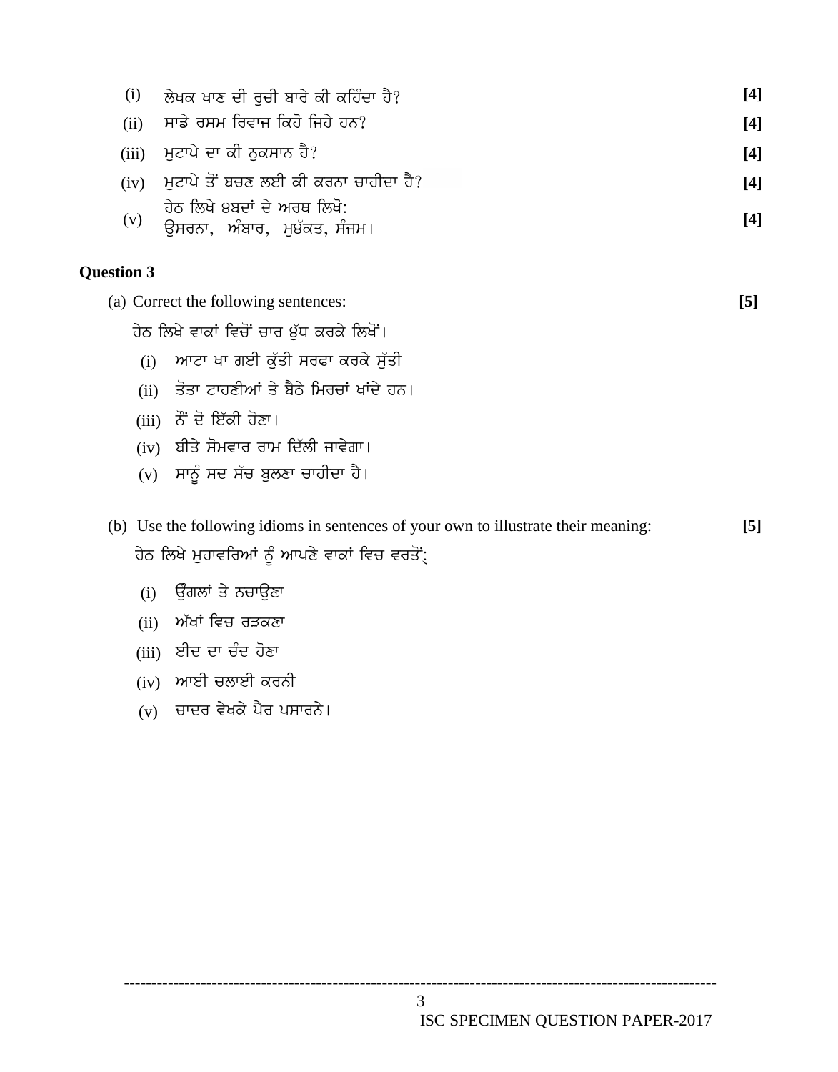(i) ਲੇਖਕ ਖਾਣ ਦੀ ਰੁਚੀ ਬਾਰੇ ਕੀ ਕਹਿੰਦਾ ਹੈ? **[4]**

(ii) ਸਾਡੇ ਰਸਮ ਰਿਵਾਜ ਕਿਹੋ ਜਿਹੇ ਹਨ? **[4]**

(iii) ਮੁਟਾਪੇ ਦਾ ਕੀ ਨੁਕਸਾਨ ਹੈ? **[4]**

(iv) ਮੁਟਾਪੇ ਤੋਂ ਬਚਣ ਲਈ ਕੀ ਕਰਨਾ ਚਾਹੀਦਾ ਹੈ? **[4]**

(v) ਹੇਠ ਲਿਖੇ ਸ਼ਬਦਾਂ ਦੇ ਅਰਥ ਲਿਖੋ:
ਉਸਰਨਾ, ਅੰਬਾਰ, ਮੁਕੱਤ, ਸੰਜਮ। **[4]**

## Question 3

(a) Correct the following sentences: **[5]**

ਹੇਠ ਲਿਖੇ ਵਾਕਾਂ ਵਿਚੋਂ ਚਾਰ ਸ਼ੁੱਧ ਕਰਕੇ ਲਿਖੋਂ।

(i) ਆਟਾ ਖਾ ਗਈ ਕੁੱਤੀ ਸਰਫਾ ਕਰਕੇ ਸੁੱਤੀ

(ii) ਤੋਤਾ ਟਾਹਣੀਆਂ ਤੇ ਬੈਠੇ ਮਿਰਚਾਂ ਖਾਂਦੇ ਹਨ।

(iii) ਨੌਂ ਦੋ ਇੱਕੀ ਹੋਣਾ।

(iv) ਬੀਤੇ ਸੋਮਵਾਰ ਰਾਮ ਦਿੱਲੀ ਜਾਵੇਗਾ।

(v) ਸਾਨੂੰ ਸਦ ਸੱਚ ਬੁਲਣਾ ਚਾਹੀਦਾ ਹੈ।

(b) Use the following idioms in sentences of your own to illustrate their meaning: **[5]**

ਹੇਠ ਲਿਖੇ ਮੁਹਾਵਰਿਆਂ ਨੂੰ ਆਪਣੇ ਵਾਕਾਂ ਵਿਚ ਵਰਤੋਂ:

(i) ਉਂਗਲਾਂ ਤੇ ਨਚਾਉਣਾ

(ii) ਅੱਖਾਂ ਵਿਚ ਰੜਕਣਾ

(iii) ਈਦ ਦਾ ਚੰਦ ਹੋਣਾ

(iv) ਆਈ ਚਲਾਈ ਕਰਨੀ

(v) ਚਾਦਰ ਵੇਖਕੇ ਪੈਰ ਪਸਾਰਨੇ।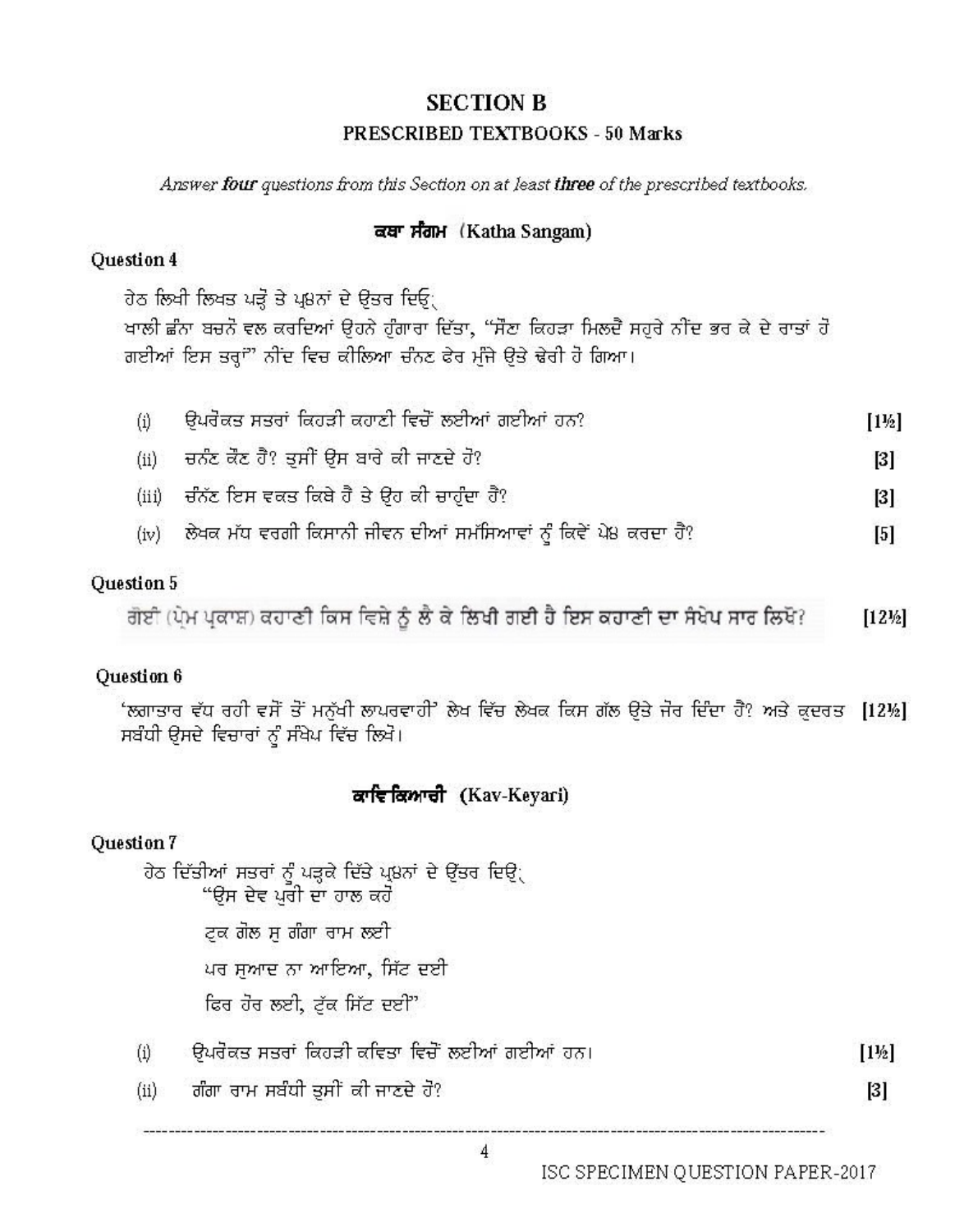## SECTION B

### PRESCRIBED TEXTBOOKS - 50 Marks

*Answer **four** questions from this Section on at least **three** of the prescribed textbooks.*

### ਕਥਾ ਸੰਗਮ (Katha Sangam)

**Question 4**

ਹੇਠ ਲਿਖੀ ਲਿਖਤ ਪੜ੍ਹੋ ਤੇ ਪ੍ਰਸ਼ਨਾਂ ਦੇ ਉੱਤਰ ਦਿਉ:

ਖਾਲੀ ਛੰਨਾ ਬਚਨੋ ਵਲ ਕਰਦਿਆਂ ਉਹਨੇ ਹੁੰਗਾਰਾ ਦਿੱਤਾ, "ਸੌਣਾ ਕਿਹੜਾ ਮਿਲਦੈ ਸਹੁਰੇ ਨੀਂਦ ਭਰ ਕੇ ਦੋ ਰਾਤਾਂ ਹੋ ਗਈਆਂ ਇਸ ਤਰ੍ਹਾਂ" ਨੀਂਦ ਵਿਚ ਕੀਲਿਆ ਚੰਨਣ ਫੇਰ ਮੰਜੇ ਉਤੇ ਢੇਰੀ ਹੋ ਗਿਆ।

(i) ਉਪਰੋਕਤ ਸਤਰਾਂ ਕਿਹੜੀ ਕਹਾਣੀ ਵਿਚੋਂ ਲਈਆਂ ਗਈਆਂ ਹਨ? [1½]

(ii) ਚਨੰਣ ਕੌਣ ਹੈ? ਤੁਸੀਂ ਉਸ ਬਾਰੇ ਕੀ ਜਾਣਦੇ ਹੋ? [3]

(iii) ਚੰਨੱਣ ਇਸ ਵਕਤ ਕਿਥੇ ਹੈ ਤੇ ਉਹ ਕੀ ਚਾਹੁੰਦਾ ਹੈ? [3]

(iv) ਲੇਖਕ ਮੱਧ ਵਰਗੀ ਕਿਸਾਨੀ ਜੀਵਨ ਦੀਆਂ ਸਮੱਸਿਆਵਾਂ ਨੂੰ ਕਿਵੇਂ ਪੇਸ਼ ਕਰਦਾ ਹੈ? [5]

**Question 5**

ਗੋਈਂ (ਪ੍ਰੇਮ ਪ੍ਰਕਾਸ਼) ਕਹਾਣੀ ਕਿਸ ਵਿਸ਼ੇ ਨੂੰ ਲੈ ਕੇ ਲਿਖੀ ਗਈ ਹੈ ਇਸ ਕਹਾਣੀ ਦਾ ਸੰਖੇਪ ਸਾਰ ਲਿਖੋ? [12½]

**Question 6**

'ਲਗਾਤਾਰ ਵੱਧ ਰਹੀ ਵਸੋਂ ਤੋਂ ਮਨੁੱਖੀ ਲਾਪਰਵਾਹੀ' ਲੇਖ ਵਿੱਚ ਲੇਖਕ ਕਿਸ ਗੱਲ ਉਤੇ ਜੋਰ ਦਿੰਦਾ ਹੈ? ਅਤੇ ਕੁਦਰਤ ਸਬੰਧੀ ਉਸਦੇ ਵਿਚਾਰਾਂ ਨੂੰ ਸੰਖੇਪ ਵਿੱਚ ਲਿਖੋ। [12½]

### ਕਾਵਿ ਕਿਆਰੀ (Kav-Keyari)

**Question 7**

ਹੇਠ ਦਿੱਤੀਆਂ ਸਤਰਾਂ ਨੂੰ ਪੜ੍ਹਕੇ ਦਿੱਤੇ ਪ੍ਰਸ਼ਨਾਂ ਦੇ ਉੱਤਰ ਦਿਉ:

"ਉਸ ਦੇਵ ਪੁਰੀ ਦਾ ਹਾਲ ਕਹੋ

ਟੁਕ ਗੋਲ ਸੁ ਗੰਗਾ ਰਾਮ ਲਈ

ਪਰ ਸੁਆਦ ਨਾ ਆਇਆ, ਸਿੱਟ ਦਈ

ਫਿਰ ਹੋਰ ਲਈ, ਟੁੱਕ ਸਿੱਟ ਦਈ"

(i) ਉਪਰੋਕਤ ਸਤਰਾਂ ਕਿਹੜੀ ਕਵਿਤਾ ਵਿਚੋਂ ਲਈਆਂ ਗਈਆਂ ਹਨ। [1½]

(ii) ਗੰਗਾ ਰਾਮ ਸਬੰਧੀ ਤੁਸੀਂ ਕੀ ਜਾਣਦੇ ਹੋ? [3]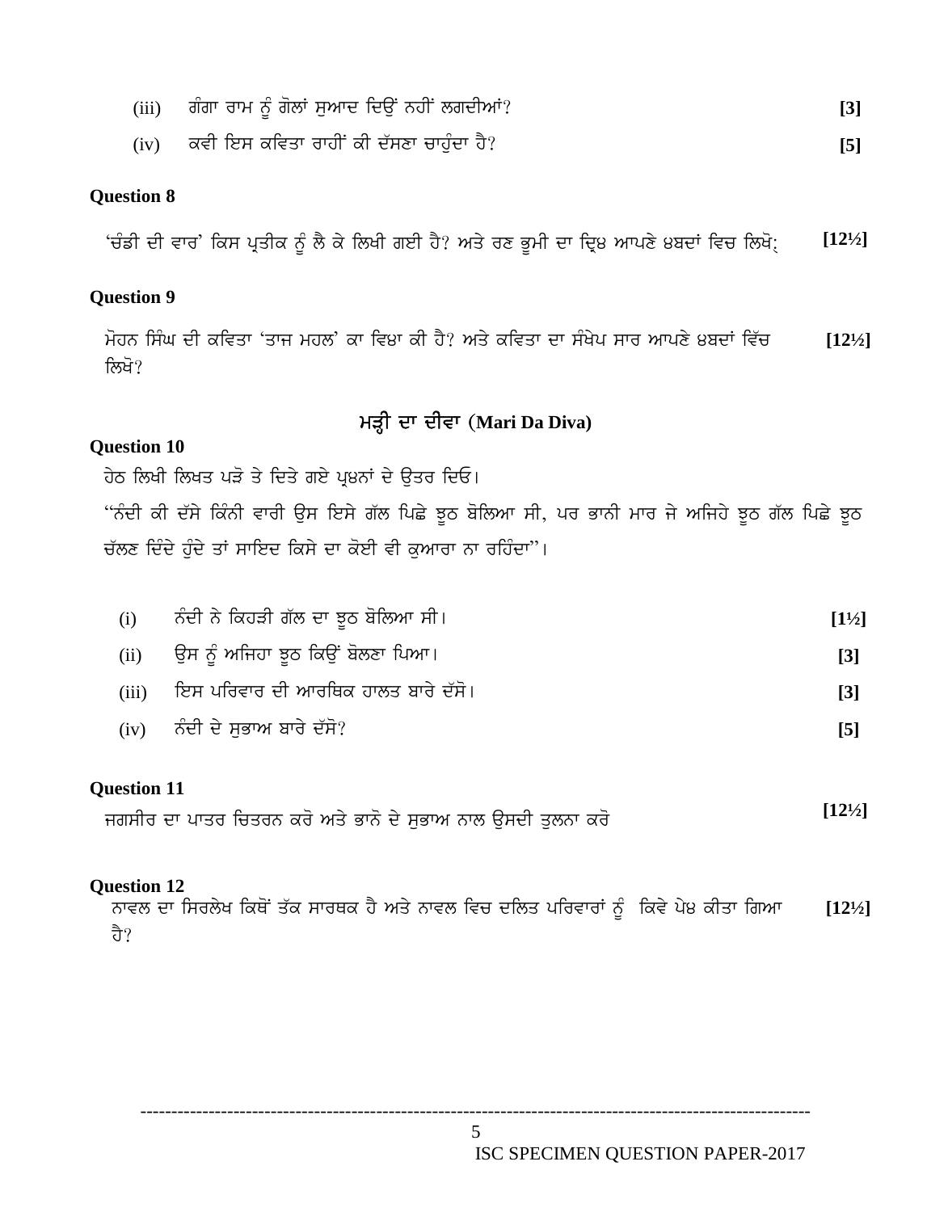(iii) ਗੰਗਾ ਰਾਮ ਨੂੰ ਗੋਲਾਂ ਸੁਆਦ ਦਿਉਂ ਨਹੀਂ ਲਗਦੀਆਂ? **[3]**

(iv) ਕਵੀ ਇਸ ਕਵਿਤਾ ਰਾਹੀਂ ਕੀ ਦੱਸਣਾ ਚਾਹੁੰਦਾ ਹੈ? **[5]**

### Question 8

'ਚੰਡੀ ਦੀ ਵਾਰ' ਕਿਸ ਪ੍ਰਤੀਕ ਨੂੰ ਲੈ ਕੇ ਲਿਖੀ ਗਈ ਹੈ? ਅਤੇ ਰਣ ਭੂਮੀ ਦਾ ਦ੍ਰਿਸ਼ ਆਪਣੇ ਸ਼ਬਦਾਂ ਵਿਚ ਲਿਖੋ: **[12½]**

### Question 9

ਮੋਹਨ ਸਿੰਘ ਦੀ ਕਵਿਤਾ 'ਤਾਜ ਮਹਲ' ਕਾ ਵਿਸ਼ਾ ਕੀ ਹੈ? ਅਤੇ ਕਵਿਤਾ ਦਾ ਸੰਖੇਪ ਸਾਰ ਆਪਣੇ ਸ਼ਬਦਾਂ ਵਿੱਚ ਲਿਖੋ? **[12½]**

## ਮੜ੍ਹੀ ਦਾ ਦੀਵਾ (Mari Da Diva)

### Question 10

ਹੇਠ ਲਿਖੀ ਲਿਖਤ ਪੜੋ ਤੇ ਦਿਤੇ ਗਏ ਪ੍ਰਸ਼ਨਾਂ ਦੇ ਉਤਰ ਦਿਓ।

"ਨੰਦੀ ਕੀ ਦੱਸੇ ਕਿੰਨੀ ਵਾਰੀ ਉਸ ਇਸੇ ਗੱਲ ਪਿਛੇ ਝੂਠ ਬੋਲਿਆ ਸੀ, ਪਰ ਭਾਨੀ ਮਾਰ ਜੇ ਅਜਿਹੇ ਝੂਠ ਗੱਲ ਪਿਛੇ ਝੂਠ ਚੱਲਣ ਦਿੰਦੇ ਹੁੰਦੇ ਤਾਂ ਸਾਇਦ ਕਿਸੇ ਦਾ ਕੋਈ ਵੀ ਕੁਆਰਾ ਨਾ ਰਹਿੰਦਾ"।

(i) ਨੰਦੀ ਨੇ ਕਿਹੜੀ ਗੱਲ ਦਾ ਝੂਠ ਬੋਲਿਆ ਸੀ। **[1½]**

(ii) ਉਸ ਨੂੰ ਅਜਿਹਾ ਝੂਠ ਕਿਉਂ ਬੋਲਣਾ ਪਿਆ। **[3]**

(iii) ਇਸ ਪਰਿਵਾਰ ਦੀ ਆਰਥਿਕ ਹਾਲਤ ਬਾਰੇ ਦੱਸੋ। **[3]**

(iv) ਨੰਦੀ ਦੇ ਸੁਭਾਅ ਬਾਰੇ ਦੱਸੋ? **[5]**

### Question 11

ਜਗਸੀਰ ਦਾ ਪਾਤਰ ਚਿਤਰਨ ਕਰੋ ਅਤੇ ਭਾਨੋ ਦੇ ਸੁਭਾਅ ਨਾਲ ਉਸਦੀ ਤੁਲਨਾ ਕਰੋ **[12½]**

### Question 12

ਨਾਵਲ ਦਾ ਸਿਰਲੇਖ ਕਿਥੋਂ ਤੱਕ ਸਾਰਥਕ ਹੈ ਅਤੇ ਨਾਵਲ ਵਿਚ ਦਲਿਤ ਪਰਿਵਾਰਾਂ ਨੂੰ ਕਿਵੇ ਪੇਸ਼ ਕੀਤਾ ਗਿਆ ਹੈ? **[12½]**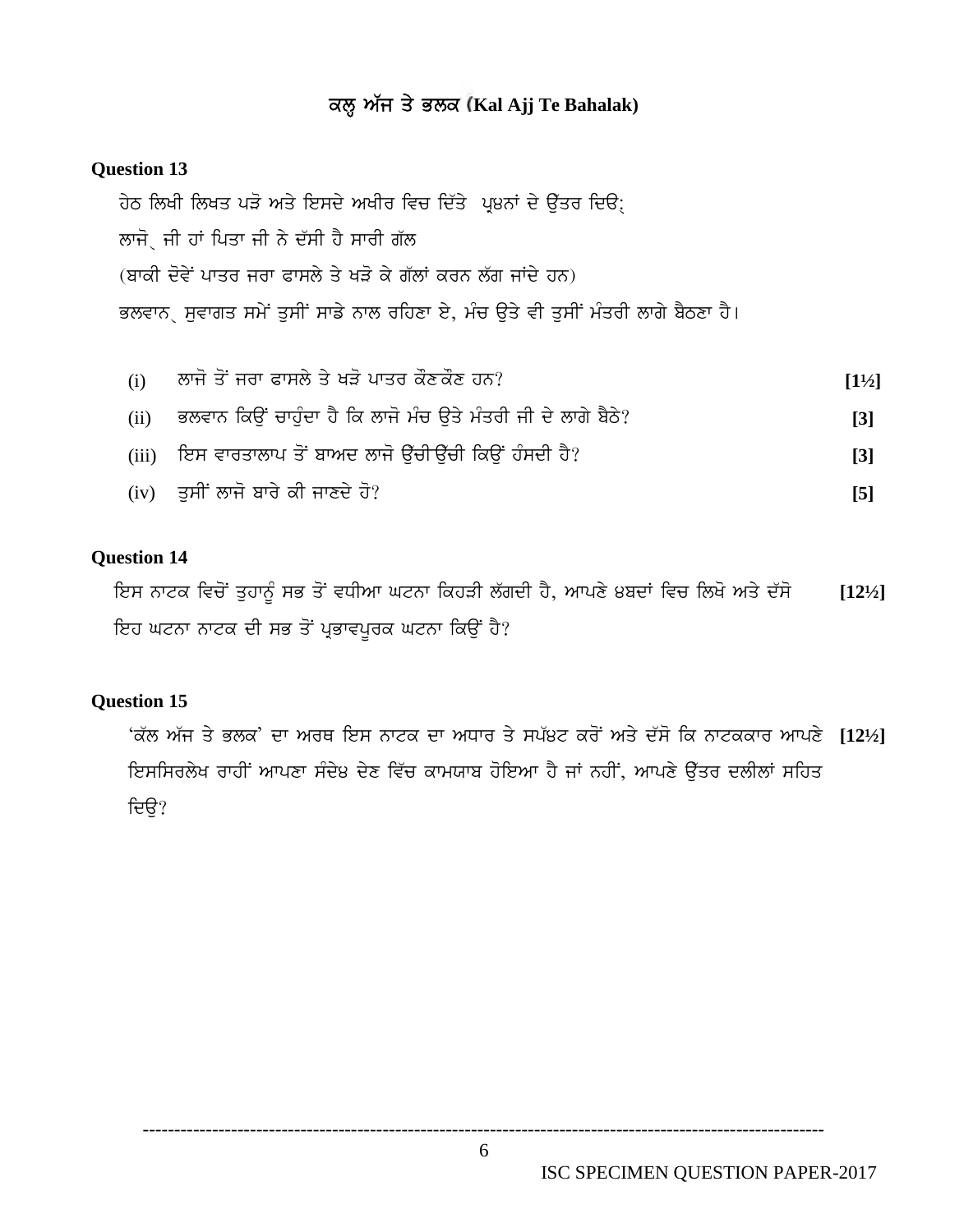## ਕਲ੍ਹ ਅੱਜ ਤੇ ਭਲਕ (Kal Ajj Te Bahalak)

**Question 13**

ਹੇਠ ਲਿਖੀ ਲਿਖਤ ਪੜ੍ਹੋ ਅਤੇ ਇਸਦੇ ਅਖੀਰ ਵਿਚ ਦਿੱਤੇ ਪ੍ਰਸ਼ਨਾਂ ਦੇ ਉੱਤਰ ਦਿਓ:

ਲਾਜੋ_ ਜੀ ਹਾਂ ਪਿਤਾ ਜੀ ਨੇ ਦੱਸੀ ਹੈ ਸਾਰੀ ਗੱਲ

(ਬਾਕੀ ਦੋਵੇਂ ਪਾਤਰ ਜਰਾ ਫਾਸਲੇ ਤੇ ਖੜੋ ਕੇ ਗੱਲਾਂ ਕਰਨ ਲੱਗ ਜਾਂਦੇ ਹਨ)

ਭਲਵਾਨ_ ਸੁਵਾਗਤ ਸਮੇਂ ਤੁਸੀਂ ਸਾਡੇ ਨਾਲ ਰਹਿਣਾ ਏ, ਮੰਚ ਉਤੇ ਵੀ ਤੁਸੀਂ ਮੰਤਰੀ ਲਾਗੇ ਬੈਠਣਾ ਹੈ।

(i) ਲਾਜੋ ਤੋਂ ਜਰਾ ਫਾਸਲੇ ਤੇ ਖੜੋ ਪਾਤਰ ਕੌਣ-ਕੌਣ ਹਨ? **[1½]**

(ii) ਭਲਵਾਨ ਕਿਉਂ ਚਾਹੁੰਦਾ ਹੈ ਕਿ ਲਾਜੋ ਮੰਚ ਉਤੇ ਮੰਤਰੀ ਜੀ ਦੇ ਲਾਗੇ ਬੈਠੇ? **[3]**

(iii) ਇਸ ਵਾਰਤਾਲਾਪ ਤੋਂ ਬਾਅਦ ਲਾਜੋ ਉੱਚੀ-ਉੱਚੀ ਕਿਉਂ ਹੱਸਦੀ ਹੈ? **[3]**

(iv) ਤੁਸੀਂ ਲਾਜੋ ਬਾਰੇ ਕੀ ਜਾਣਦੇ ਹੋ? **[5]**

**Question 14**

ਇਸ ਨਾਟਕ ਵਿਚੋਂ ਤੁਹਾਨੂੰ ਸਭ ਤੋਂ ਵਧੀਆ ਘਟਨਾ ਕਿਹੜੀ ਲੱਗਦੀ ਹੈ, ਆਪਣੇ ਸ਼ਬਦਾਂ ਵਿਚ ਲਿਖੋ ਅਤੇ ਦੱਸੋ ਇਹ ਘਟਨਾ ਨਾਟਕ ਦੀ ਸਭ ਤੋਂ ਪ੍ਰਭਾਵਪੂਰਕ ਘਟਨਾ ਕਿਉਂ ਹੈ? **[12½]**

**Question 15**

'ਕੱਲ ਅੱਜ ਤੇ ਭਲਕ' ਦਾ ਅਰਥ ਇਸ ਨਾਟਕ ਦਾ ਅਧਾਰ ਤੇ ਸਪੱਸ਼ਟ ਕਰੋਂ ਅਤੇ ਦੱਸੋ ਕਿ ਨਾਟਕਕਾਰ ਆਪਣੇ ਇਸਸਿਰਲੇਖ ਰਾਹੀਂ ਆਪਣਾ ਸੰਦੇਸ਼ ਦੇਣ ਵਿੱਚ ਕਾਮਯਾਬ ਹੋਇਆ ਹੈ ਜਾਂ ਨਹੀਂ, ਆਪਣੇ ਉੱਤਰ ਦਲੀਲਾਂ ਸਹਿਤ ਦਿਉ? **[12½]**